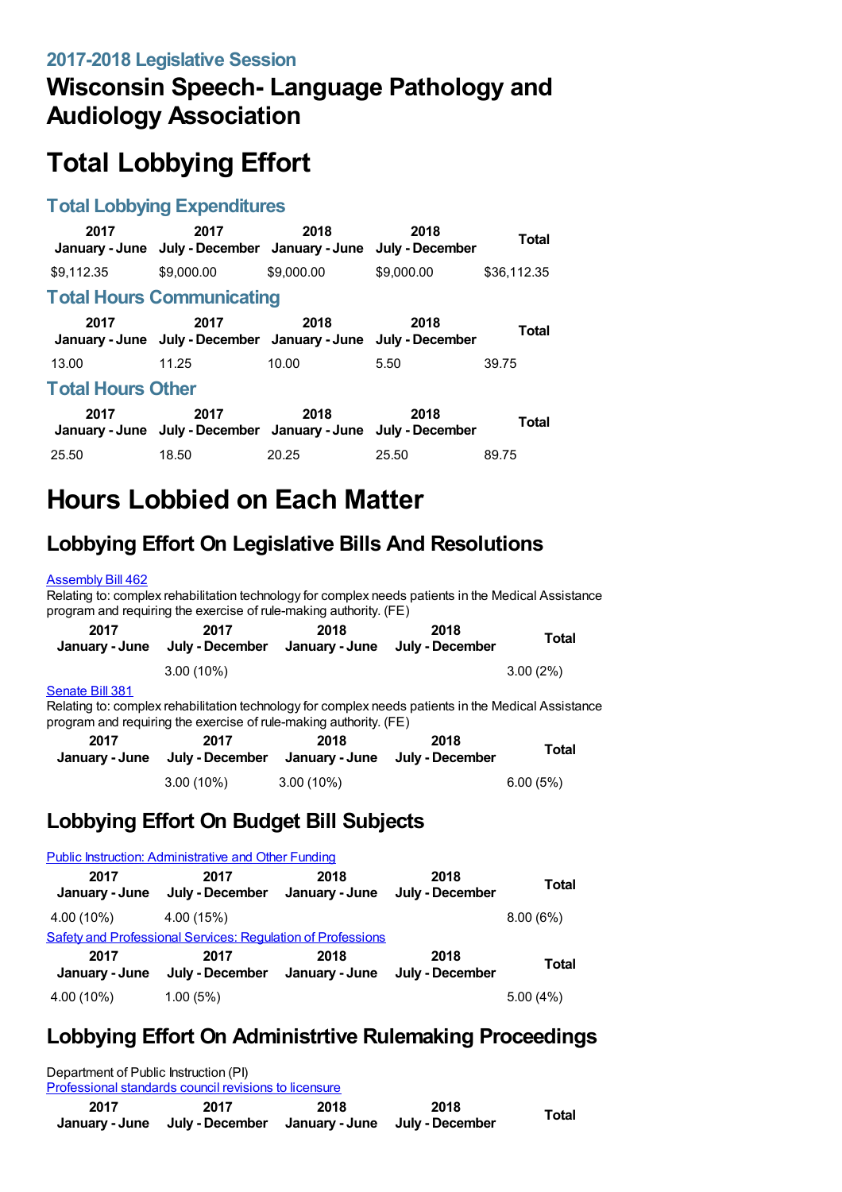### 2017-2018 Legislative Session

# Wisconsin Speech- Language Pathology and Audiology Association

# Total Lobbying Effort

### Total Lobbying Expenditures

| 2017 January - June | 2017 July - December | 2018 January - June | 2018 July - December | Total |
|---|---|---|---|---|
| $9,112.35 | $9,000.00 | $9,000.00 | $9,000.00 | $36,112.35 |

### Total Hours Communicating

| 2017 January - June | 2017 July - December | 2018 January - June | 2018 July - December | Total |
|---|---|---|---|---|
| 13.00 | 11.25 | 10.00 | 5.50 | 39.75 |

### Total Hours Other

| 2017 January - June | 2017 July - December | 2018 January - June | 2018 July - December | Total |
|---|---|---|---|---|
| 25.50 | 18.50 | 20.25 | 25.50 | 89.75 |

# Hours Lobbied on Each Matter

## Lobbying Effort On Legislative Bills And Resolutions

Assembly Bill 462

Relating to: complex rehabilitation technology for complex needs patients in the Medical Assistance program and requiring the exercise of rule-making authority. (FE)

| 2017 January - June | 2017 July - December | 2018 January - June | 2018 July - December | Total |
|---|---|---|---|---|
| | 3.00 (10%) | | | 3.00 (2%) |

Senate Bill 381

Relating to: complex rehabilitation technology for complex needs patients in the Medical Assistance program and requiring the exercise of rule-making authority. (FE)

| 2017 January - June | 2017 July - December | 2018 January - June | 2018 July - December | Total |
|---|---|---|---|---|
| | 3.00 (10%) | 3.00 (10%) | | 6.00 (5%) |

## Lobbying Effort On Budget Bill Subjects

Public Instruction: Administrative and Other Funding

| 2017 January - June | 2017 July - December | 2018 January - June | 2018 July - December | Total |
|---|---|---|---|---|
| 4.00 (10%) | 4.00 (15%) | | | 8.00 (6%) |

Safety and Professional Services: Regulation of Professions

| 2017 January - June | 2017 July - December | 2018 January - June | 2018 July - December | Total |
|---|---|---|---|---|
| 4.00 (10%) | 1.00 (5%) | | | 5.00 (4%) |

## Lobbying Effort On Administrtive Rulemaking Proceedings

Department of Public Instruction (PI)

Professional standards council revisions to licensure

| 2017 January - June | 2017 July - December | 2018 January - June | 2018 July - December | Total |
|---|---|---|---|---|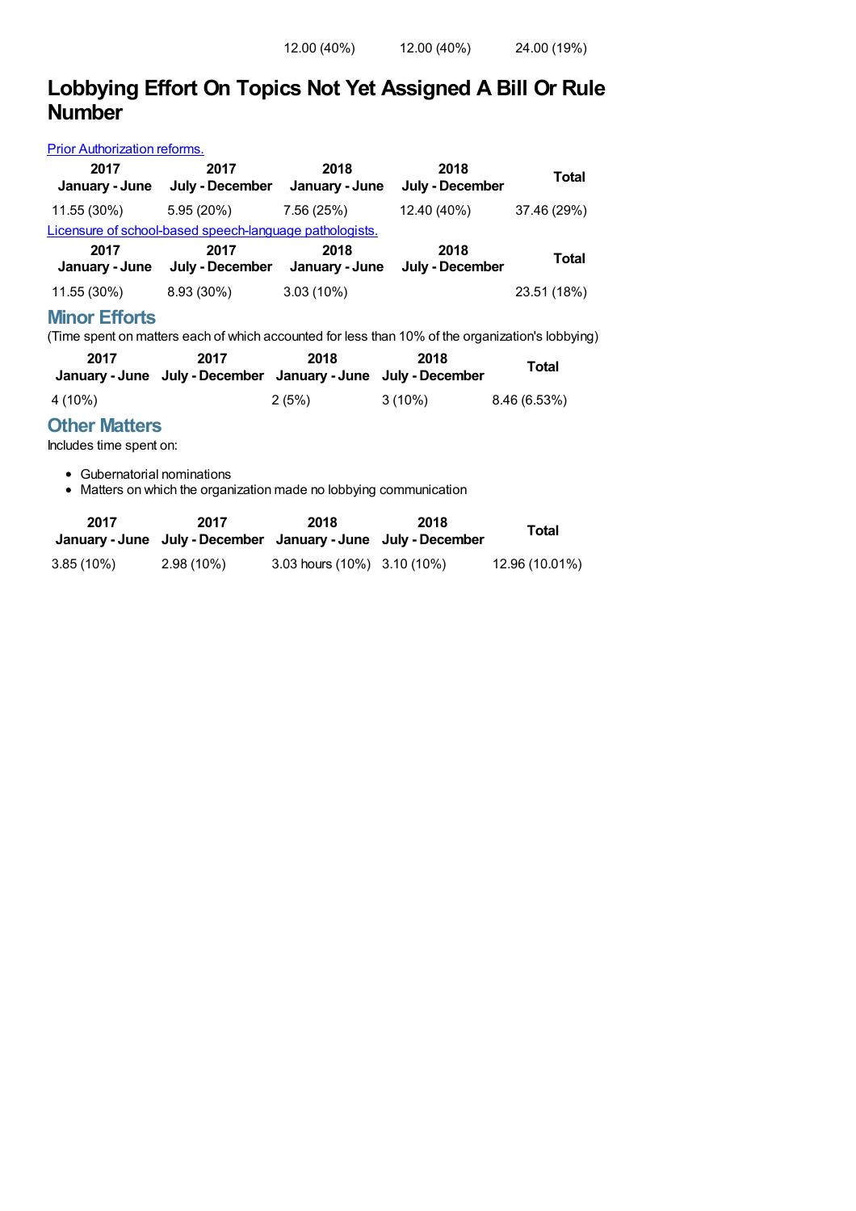| | | | | |
|---|---|---|---|---|
| | | 12.00 (40%) | 12.00 (40%) | 24.00 (19%) |

# Lobbying Effort On Topics Not Yet Assigned A Bill Or Rule Number

[Prior Authorization reforms.]

| 2017 January - June | 2017 July - December | 2018 January - June | 2018 July - December | Total |
|---|---|---|---|---|
| 11.55 (30%) | 5.95 (20%) | 7.56 (25%) | 12.40 (40%) | 37.46 (29%) |

[Licensure of school-based speech-language pathologists.]

| 2017 January - June | 2017 July - December | 2018 January - June | 2018 July - December | Total |
|---|---|---|---|---|
| 11.55 (30%) | 8.93 (30%) | 3.03 (10%) | | 23.51 (18%) |

## Minor Efforts

(Time spent on matters each of which accounted for less than 10% of the organization's lobbying)

| 2017 January - June | 2017 July - December | 2018 January - June | 2018 July - December | Total |
|---|---|---|---|---|
| 4 (10%) | | 2 (5%) | 3 (10%) | 8.46 (6.53%) |

## Other Matters

Includes time spent on:

- Gubernatorial nominations
- Matters on which the organization made no lobbying communication

| 2017 January - June | 2017 July - December | 2018 January - June | 2018 July - December | Total |
|---|---|---|---|---|
| 3.85 (10%) | 2.98 (10%) | 3.03 hours (10%) | 3.10 (10%) | 12.96 (10.01%) |